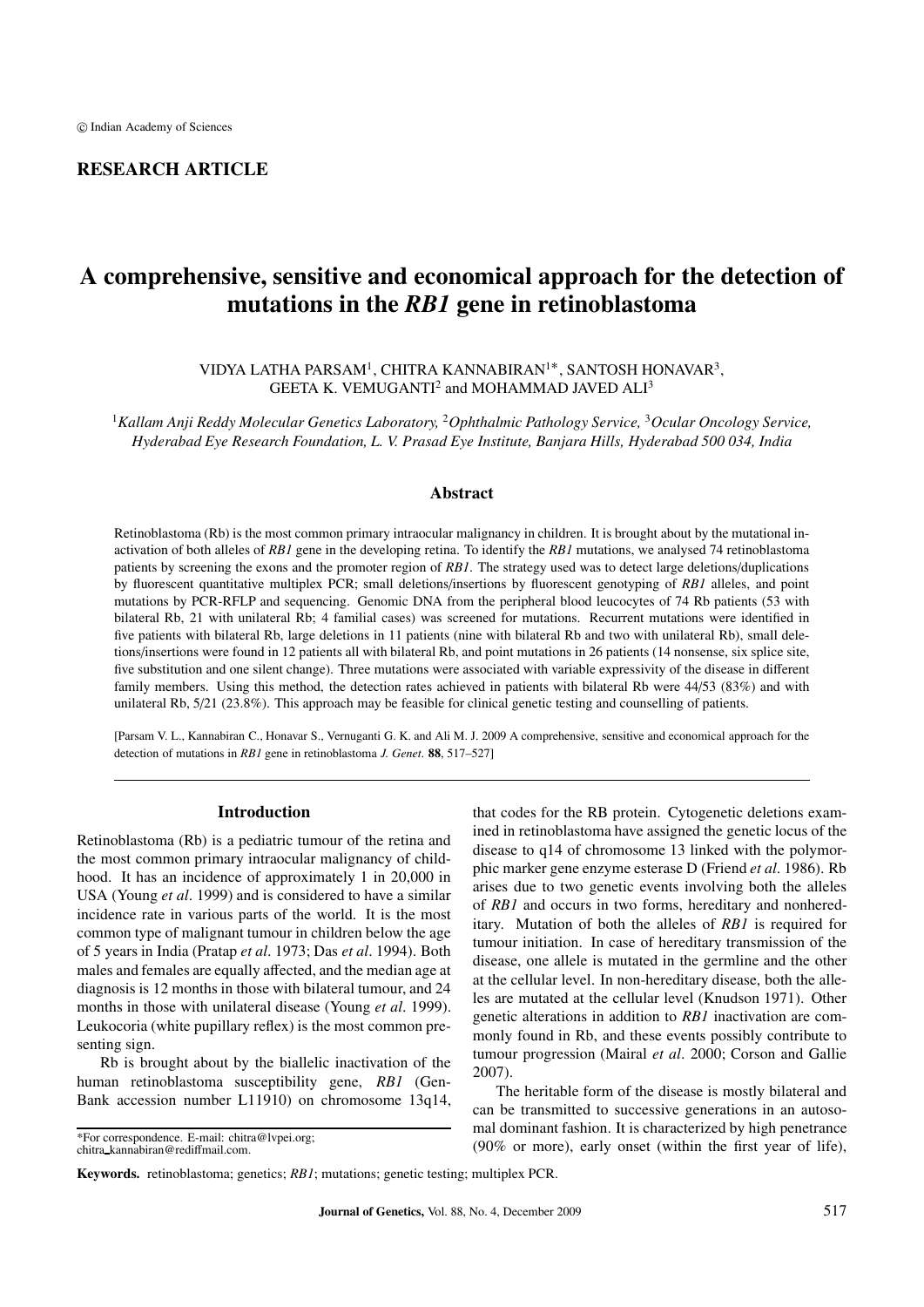© Indian Academy of Sciences

**RESEARCH ARTICLE**

# A comprehensive, sensitive and economical approach for the detection of mutations in the *RB1* gene in retinoblastoma

VIDYA LATHA PARSAM[1], CHITRA KANNABIRAN[1]*, SANTOSH HONAVAR[3], GEETA K. VEMUGANTI[2] and MOHAMMAD JAVED ALI[3]

[1]*Kallam Anji Reddy Molecular Genetics Laboratory,* [2]*Ophthalmic Pathology Service,* [3]*Ocular Oncology Service, Hyderabad Eye Research Foundation, L. V. Prasad Eye Institute, Banjara Hills, Hyderabad 500 034, India*

## Abstract

Retinoblastoma (Rb) is the most common primary intraocular malignancy in children. It is brought about by the mutational inactivation of both alleles of *RB1* gene in the developing retina. To identify the *RB1* mutations, we analysed 74 retinoblastoma patients by screening the exons and the promoter region of *RB1*. The strategy used was to detect large deletions/duplications by fluorescent quantitative multiplex PCR; small deletions/insertions by fluorescent genotyping of *RB1* alleles, and point mutations by PCR-RFLP and sequencing. Genomic DNA from the peripheral blood leucocytes of 74 Rb patients (53 with bilateral Rb, 21 with unilateral Rb; 4 familial cases) was screened for mutations. Recurrent mutations were identified in five patients with bilateral Rb, large deletions in 11 patients (nine with bilateral Rb and two with unilateral Rb), small deletions/insertions were found in 12 patients all with bilateral Rb, and point mutations in 26 patients (14 nonsense, six splice site, five substitution and one silent change). Three mutations were associated with variable expressivity of the disease in different family members. Using this method, the detection rates achieved in patients with bilateral Rb were 44/53 (83%) and with unilateral Rb, 5/21 (23.8%). This approach may be feasible for clinical genetic testing and counselling of patients.

[Parsam V. L., Kannabiran C., Honavar S., Vemuganti G. K. and Ali M. J. 2009 A comprehensive, sensitive and economical approach for the detection of mutations in *RB1* gene in retinoblastoma *J. Genet.* **88**, 517–527]

## Introduction

Retinoblastoma (Rb) is a pediatric tumour of the retina and the most common primary intraocular malignancy of childhood. It has an incidence of approximately 1 in 20,000 in USA (Young *et al*. 1999) and is considered to have a similar incidence rate in various parts of the world. It is the most common type of malignant tumour in children below the age of 5 years in India (Pratap *et al*. 1973; Das *et al*. 1994). Both males and females are equally affected, and the median age at diagnosis is 12 months in those with bilateral tumour, and 24 months in those with unilateral disease (Young *et al*. 1999). Leukocoria (white pupillary reflex) is the most common presenting sign.

Rb is brought about by the biallelic inactivation of the human retinoblastoma susceptibility gene, *RB1* (GenBank accession number L11910) on chromosome 13q14, that codes for the RB protein. Cytogenetic deletions examined in retinoblastoma have assigned the genetic locus of the disease to q14 of chromosome 13 linked with the polymorphic marker gene enzyme esterase D (Friend *et al*. 1986). Rb arises due to two genetic events involving both the alleles of *RB1* and occurs in two forms, hereditary and nonhereditary. Mutation of both the alleles of *RB1* is required for tumour initiation. In case of hereditary transmission of the disease, one allele is mutated in the germline and the other at the cellular level. In non-hereditary disease, both the alleles are mutated at the cellular level (Knudson 1971). Other genetic alterations in addition to *RB1* inactivation are commonly found in Rb, and these events possibly contribute to tumour progression (Mairal *et al*. 2000; Corson and Gallie 2007).

The heritable form of the disease is mostly bilateral and can be transmitted to successive generations in an autosomal dominant fashion. It is characterized by high penetrance (90% or more), early onset (within the first year of life),

*For correspondence. E-mail: chitra@lvpei.org; chitra_kannabiran@rediffmail.com.

**Keywords.** retinoblastoma; genetics; *RB1*; mutations; genetic testing; multiplex PCR.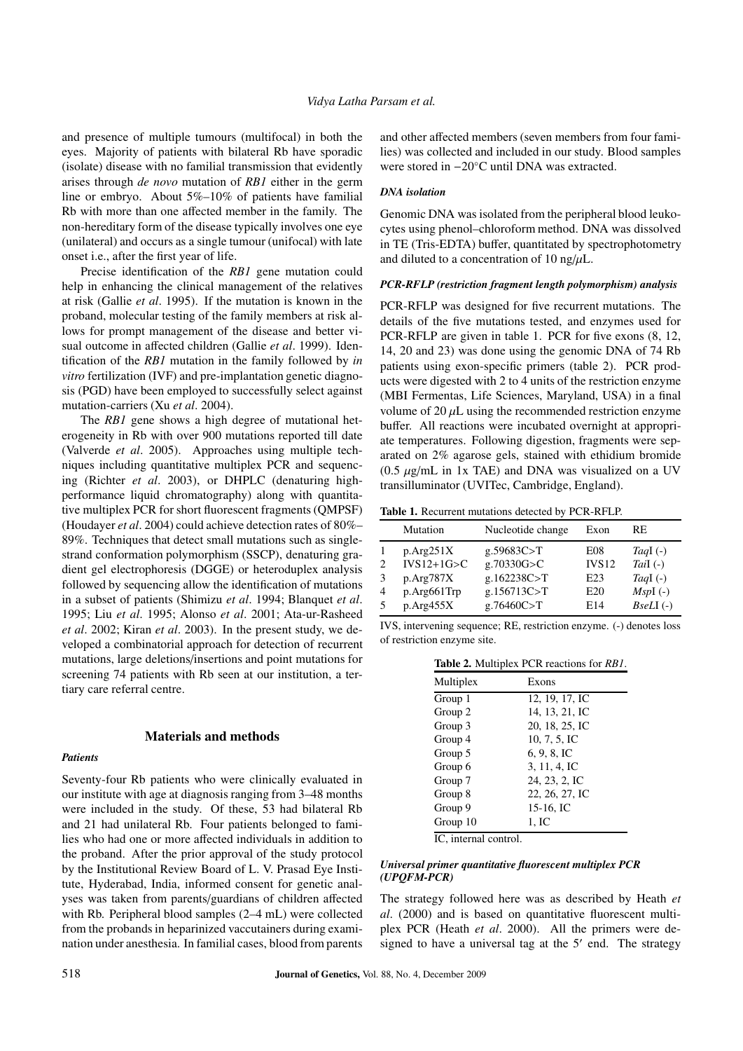and presence of multiple tumours (multifocal) in both the eyes. Majority of patients with bilateral Rb have sporadic (isolate) disease with no familial transmission that evidently arises through *de novo* mutation of *RB1* either in the germ line or embryo. About 5%–10% of patients have familial Rb with more than one affected member in the family. The non-hereditary form of the disease typically involves one eye (unilateral) and occurs as a single tumour (unifocal) with late onset i.e., after the first year of life.

Precise identification of the *RB1* gene mutation could help in enhancing the clinical management of the relatives at risk (Gallie *et al*. 1995). If the mutation is known in the proband, molecular testing of the family members at risk allows for prompt management of the disease and better visual outcome in affected children (Gallie *et al*. 1999). Identification of the *RB1* mutation in the family followed by *in vitro* fertilization (IVF) and pre-implantation genetic diagnosis (PGD) have been employed to successfully select against mutation-carriers (Xu *et al*. 2004).

The *RB1* gene shows a high degree of mutational heterogeneity in Rb with over 900 mutations reported till date (Valverde *et al*. 2005). Approaches using multiple techniques including quantitative multiplex PCR and sequencing (Richter *et al*. 2003), or DHPLC (denaturing high-performance liquid chromatography) along with quantitative multiplex PCR for short fluorescent fragments (QMPSF) (Houdayer *et al*. 2004) could achieve detection rates of 80%–89%. Techniques that detect small mutations such as single-strand conformation polymorphism (SSCP), denaturing gradient gel electrophoresis (DGGE) or heteroduplex analysis followed by sequencing allow the identification of mutations in a subset of patients (Shimizu *et al*. 1994; Blanquet *et al*. 1995; Liu *et al*. 1995; Alonso *et al*. 2001; Ata-ur-Rasheed *et al*. 2002; Kiran *et al*. 2003). In the present study, we developed a combinatorial approach for detection of recurrent mutations, large deletions/insertions and point mutations for screening 74 patients with Rb seen at our institution, a tertiary care referral centre.

## Materials and methods

### *Patients*

Seventy-four Rb patients who were clinically evaluated in our institute with age at diagnosis ranging from 3–48 months were included in the study. Of these, 53 had bilateral Rb and 21 had unilateral Rb. Four patients belonged to families who had one or more affected individuals in addition to the proband. After the prior approval of the study protocol by the Institutional Review Board of L. V. Prasad Eye Institute, Hyderabad, India, informed consent for genetic analyses was taken from parents/guardians of children affected with Rb. Peripheral blood samples (2–4 mL) were collected from the probands in heparinized vaccutainers during examination under anesthesia. In familial cases, blood from parents and other affected members (seven members from four families) was collected and included in our study. Blood samples were stored in −20°C until DNA was extracted.

### *DNA isolation*

Genomic DNA was isolated from the peripheral blood leukocytes using phenol–chloroform method. DNA was dissolved in TE (Tris-EDTA) buffer, quantitated by spectrophotometry and diluted to a concentration of 10 ng/$\mu$L.

### *PCR-RFLP (restriction fragment length polymorphism) analysis*

PCR-RFLP was designed for five recurrent mutations. The details of the five mutations tested, and enzymes used for PCR-RFLP are given in table 1. PCR for five exons (8, 12, 14, 20 and 23) was done using the genomic DNA of 74 Rb patients using exon-specific primers (table 2). PCR products were digested with 2 to 4 units of the restriction enzyme (MBI Fermentas, Life Sciences, Maryland, USA) in a final volume of 20 $\mu$L using the recommended restriction enzyme buffer. All reactions were incubated overnight at appropriate temperatures. Following digestion, fragments were separated on 2% agarose gels, stained with ethidium bromide (0.5 $\mu$g/mL in 1x TAE) and DNA was visualized on a UV transilluminator (UVITec, Cambridge, England).

**Table 1.** Recurrent mutations detected by PCR-RFLP.

| | Mutation | Nucleotide change | Exon | RE |
|---|---|---|---|---|
| 1 | p.Arg251X | g.59683C>T | E08 | *Taq*I (-) |
| 2 | IVS12+1G>C | g.70330G>C | IVS12 | *Tai*I (-) |
| 3 | p.Arg787X | g.162238C>T | E23 | *Taq*I (-) |
| 4 | p.Arg661Trp | g.156713C>T | E20 | *Msp*I (-) |
| 5 | p.Arg455X | g.76460C>T | E14 | *BseL*I (-) |

IVS, intervening sequence; RE, restriction enzyme. (-) denotes loss of restriction enzyme site.

**Table 2.** Multiplex PCR reactions for *RB1*.

| Multiplex | Exons |
|---|---|
| Group 1 | 12, 19, 17, IC |
| Group 2 | 14, 13, 21, IC |
| Group 3 | 20, 18, 25, IC |
| Group 4 | 10, 7, 5, IC |
| Group 5 | 6, 9, 8, IC |
| Group 6 | 3, 11, 4, IC |
| Group 7 | 24, 23, 2, IC |
| Group 8 | 22, 26, 27, IC |
| Group 9 | 15-16, IC |
| Group 10 | 1, IC |

IC, internal control.

### *Universal primer quantitative fluorescent multiplex PCR (UPQFM-PCR)*

The strategy followed here was as described by Heath *et al*. (2000) and is based on quantitative fluorescent multiplex PCR (Heath *et al*. 2000). All the primers were designed to have a universal tag at the 5′ end. The strategy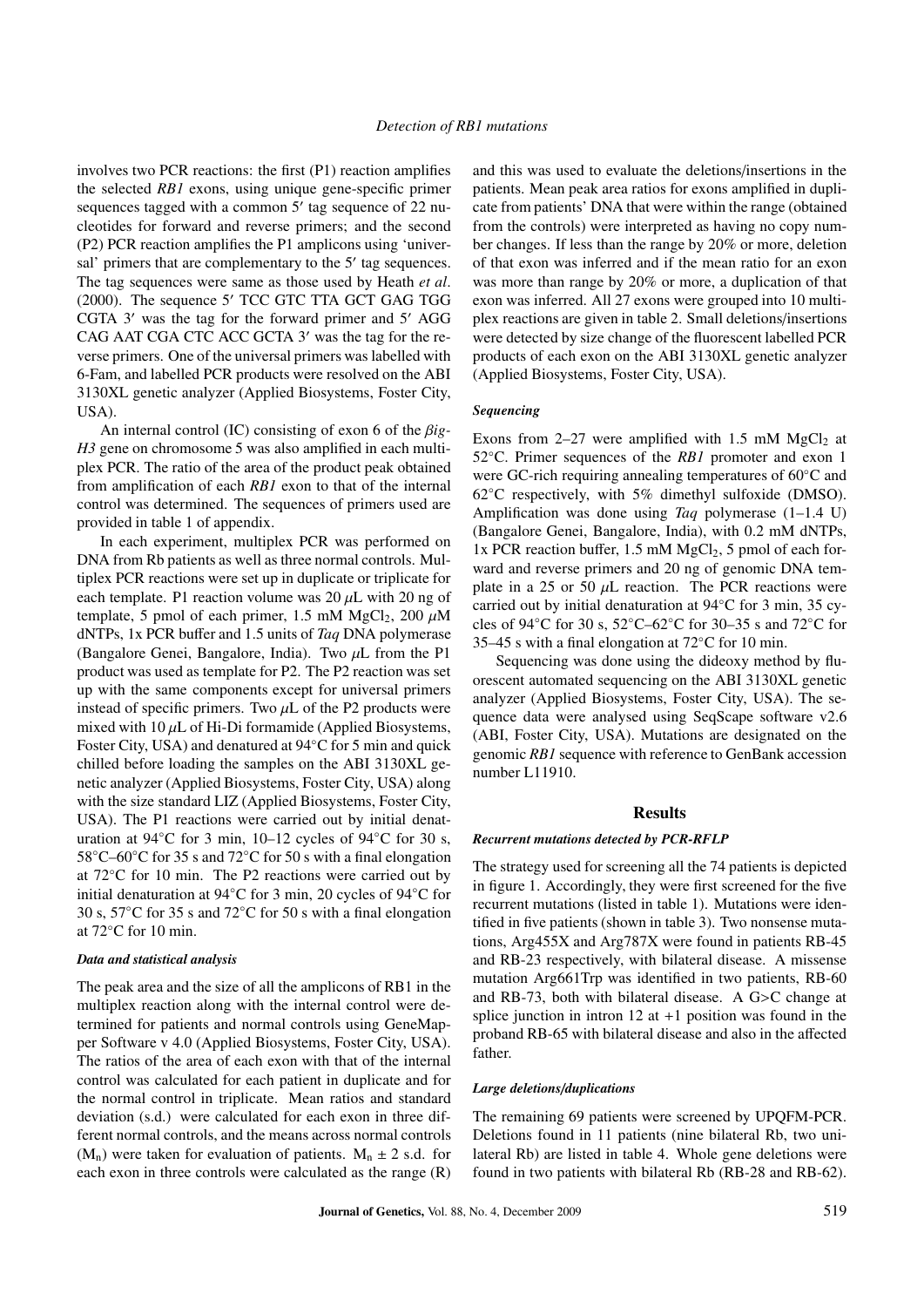involves two PCR reactions: the first (P1) reaction amplifies the selected *RB1* exons, using unique gene-specific primer sequences tagged with a common 5′ tag sequence of 22 nucleotides for forward and reverse primers; and the second (P2) PCR reaction amplifies the P1 amplicons using 'universal' primers that are complementary to the 5′ tag sequences. The tag sequences were same as those used by Heath *et al*. (2000). The sequence 5′ TCC GTC TTA GCT GAG TGG CGTA 3′ was the tag for the forward primer and 5′ AGG CAG AAT CGA CTC ACC GCTA 3′ was the tag for the reverse primers. One of the universal primers was labelled with 6-Fam, and labelled PCR products were resolved on the ABI 3130XL genetic analyzer (Applied Biosystems, Foster City, USA).

An internal control (IC) consisting of exon 6 of the *βig-H3* gene on chromosome 5 was also amplified in each multiplex PCR. The ratio of the area of the product peak obtained from amplification of each *RB1* exon to that of the internal control was determined. The sequences of primers used are provided in table 1 of appendix.

In each experiment, multiplex PCR was performed on DNA from Rb patients as well as three normal controls. Multiplex PCR reactions were set up in duplicate or triplicate for each template. P1 reaction volume was 20 $\mu$L with 20 ng of template, 5 pmol of each primer, 1.5 mM $MgCl_2$, 200 $\mu$M dNTPs, 1x PCR buffer and 1.5 units of *Taq* DNA polymerase (Bangalore Genei, Bangalore, India). Two $\mu$L from the P1 product was used as template for P2. The P2 reaction was set up with the same components except for universal primers instead of specific primers. Two $\mu$L of the P2 products were mixed with 10 $\mu$L of Hi-Di formamide (Applied Biosystems, Foster City, USA) and denatured at 94°C for 5 min and quick chilled before loading the samples on the ABI 3130XL genetic analyzer (Applied Biosystems, Foster City, USA) along with the size standard LIZ (Applied Biosystems, Foster City, USA). The P1 reactions were carried out by initial denaturation at 94°C for 3 min, 10–12 cycles of 94°C for 30 s, 58°C–60°C for 35 s and 72°C for 50 s with a final elongation at 72°C for 10 min. The P2 reactions were carried out by initial denaturation at 94°C for 3 min, 20 cycles of 94°C for 30 s, 57°C for 35 s and 72°C for 50 s with a final elongation at 72°C for 10 min.

#### *Data and statistical analysis*

The peak area and the size of all the amplicons of RB1 in the multiplex reaction along with the internal control were determined for patients and normal controls using GeneMapper Software v 4.0 (Applied Biosystems, Foster City, USA). The ratios of the area of each exon with that of the internal control was calculated for each patient in duplicate and for the normal control in triplicate. Mean ratios and standard deviation (s.d.) were calculated for each exon in three different normal controls, and the means across normal controls ($M_n$) were taken for evaluation of patients. $M_n \pm 2$ s.d. for each exon in three controls were calculated as the range (R) and this was used to evaluate the deletions/insertions in the patients. Mean peak area ratios for exons amplified in duplicate from patients' DNA that were within the range (obtained from the controls) were interpreted as having no copy number changes. If less than the range by 20% or more, deletion of that exon was inferred and if the mean ratio for an exon was more than range by 20% or more, a duplication of that exon was inferred. All 27 exons were grouped into 10 multiplex reactions are given in table 2. Small deletions/insertions were detected by size change of the fluorescent labelled PCR products of each exon on the ABI 3130XL genetic analyzer (Applied Biosystems, Foster City, USA).

#### *Sequencing*

Exons from 2–27 were amplified with 1.5 mM $MgCl_2$ at 52°C. Primer sequences of the *RB1* promoter and exon 1 were GC-rich requiring annealing temperatures of 60°C and 62°C respectively, with 5% dimethyl sulfoxide (DMSO). Amplification was done using *Taq* polymerase (1–1.4 U) (Bangalore Genei, Bangalore, India), with 0.2 mM dNTPs, 1x PCR reaction buffer, 1.5 mM $MgCl_2$, 5 pmol of each forward and reverse primers and 20 ng of genomic DNA template in a 25 or 50 $\mu$L reaction. The PCR reactions were carried out by initial denaturation at 94°C for 3 min, 35 cycles of 94°C for 30 s, 52°C–62°C for 30–35 s and 72°C for 35–45 s with a final elongation at 72°C for 10 min.

Sequencing was done using the dideoxy method by fluorescent automated sequencing on the ABI 3130XL genetic analyzer (Applied Biosystems, Foster City, USA). The sequence data were analysed using SeqScape software v2.6 (ABI, Foster City, USA). Mutations are designated on the genomic *RB1* sequence with reference to GenBank accession number L11910.

## Results

#### *Recurrent mutations detected by PCR-RFLP*

The strategy used for screening all the 74 patients is depicted in figure 1. Accordingly, they were first screened for the five recurrent mutations (listed in table 1). Mutations were identified in five patients (shown in table 3). Two nonsense mutations, Arg455X and Arg787X were found in patients RB-45 and RB-23 respectively, with bilateral disease. A missense mutation Arg661Trp was identified in two patients, RB-60 and RB-73, both with bilateral disease. A G>C change at splice junction in intron 12 at +1 position was found in the proband RB-65 with bilateral disease and also in the affected father.

#### *Large deletions/duplications*

The remaining 69 patients were screened by UPQFM-PCR. Deletions found in 11 patients (nine bilateral Rb, two unilateral Rb) are listed in table 4. Whole gene deletions were found in two patients with bilateral Rb (RB-28 and RB-62).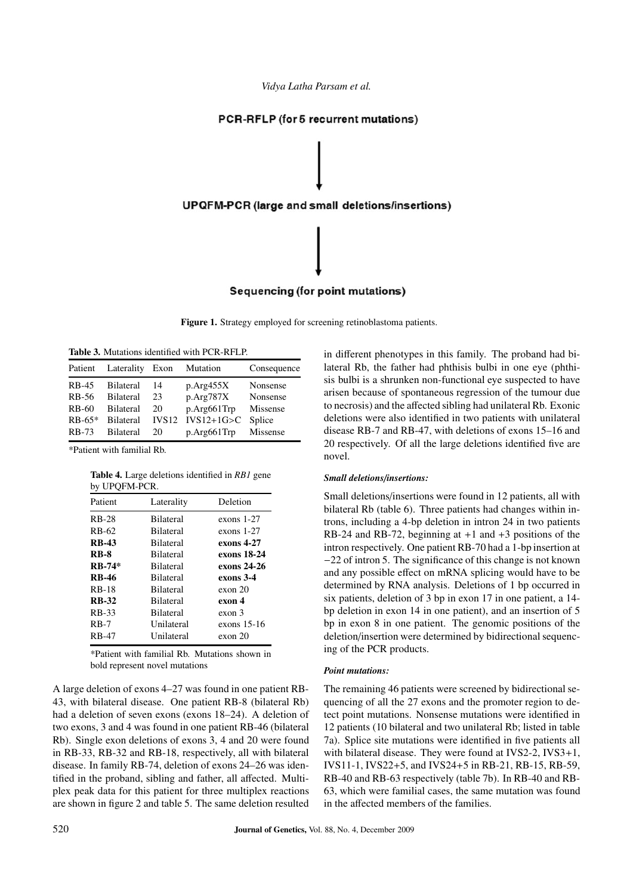**PCR-RFLP (for 5 recurrent mutations)**

↓

**UPQFM-PCR (large and small deletions/insertions)**

↓

**Sequencing (for point mutations)**

**Figure 1.** Strategy employed for screening retinoblastoma patients.

**Table 3.** Mutations identified with PCR-RFLP.

| Patient | Laterality | Exon | Mutation | Consequence |
|---|---|---|---|---|
| RB-45 | Bilateral | 14 | p.Arg455X | Nonsense |
| RB-56 | Bilateral | 23 | p.Arg787X | Nonsense |
| RB-60 | Bilateral | 20 | p.Arg661Trp | Missense |
| RB-65* | Bilateral | IVS12 | IVS12+1G>C | Splice |
| RB-73 | Bilateral | 20 | p.Arg661Trp | Missense |

*Patient with familial Rb.

**Table 4.** Large deletions identified in *RB1* gene by UPQFM-PCR.

| Patient | Laterality | Deletion |
|---|---|---|
| RB-28 | Bilateral | exons 1-27 |
| RB-62 | Bilateral | exons 1-27 |
| **RB-43** | Bilateral | **exons 4-27** |
| **RB-8** | Bilateral | **exons 18-24** |
| **RB-74*** | Bilateral | **exons 24-26** |
| **RB-46** | Bilateral | **exons 3-4** |
| RB-18 | Bilateral | exon 20 |
| **RB-32** | Bilateral | **exon 4** |
| RB-33 | Bilateral | exon 3 |
| RB-7 | Unilateral | exons 15-16 |
| RB-47 | Unilateral | exon 20 |

*Patient with familial Rb. Mutations shown in bold represent novel mutations

A large deletion of exons 4–27 was found in one patient RB-43, with bilateral disease. One patient RB-8 (bilateral Rb) had a deletion of seven exons (exons 18–24). A deletion of two exons, 3 and 4 was found in one patient RB-46 (bilateral Rb). Single exon deletions of exons 3, 4 and 20 were found in RB-33, RB-32 and RB-18, respectively, all with bilateral disease. In family RB-74, deletion of exons 24–26 was identified in the proband, sibling and father, all affected. Multiplex peak data for this patient for three multiplex reactions are shown in figure 2 and table 5. The same deletion resulted in different phenotypes in this family. The proband had bilateral Rb, the father had phthisis bulbi in one eye (phthisis bulbi is a shrunken non-functional eye suspected to have arisen because of spontaneous regression of the tumour due to necrosis) and the affected sibling had unilateral Rb. Exonic deletions were also identified in two patients with unilateral disease RB-7 and RB-47, with deletions of exons 15–16 and 20 respectively. Of all the large deletions identified five are novel.

#### *Small deletions/insertions:*

Small deletions/insertions were found in 12 patients, all with bilateral Rb (table 6). Three patients had changes within introns, including a 4-bp deletion in intron 24 in two patients RB-24 and RB-72, beginning at +1 and +3 positions of the intron respectively. One patient RB-70 had a 1-bp insertion at −22 of intron 5. The significance of this change is not known and any possible effect on mRNA splicing would have to be determined by RNA analysis. Deletions of 1 bp occurred in six patients, deletion of 3 bp in exon 17 in one patient, a 14-bp deletion in exon 14 in one patient), and an insertion of 5 bp in exon 8 in one patient. The genomic positions of the deletion/insertion were determined by bidirectional sequencing of the PCR products.

#### *Point mutations:*

The remaining 46 patients were screened by bidirectional sequencing of all the 27 exons and the promoter region to detect point mutations. Nonsense mutations were identified in 12 patients (10 bilateral and two unilateral Rb; listed in table 7a). Splice site mutations were identified in five patients all with bilateral disease. They were found at IVS2-2, IVS3+1, IVS11-1, IVS22+5, and IVS24+5 in RB-21, RB-15, RB-59, RB-40 and RB-63 respectively (table 7b). In RB-40 and RB-63, which were familial cases, the same mutation was found in the affected members of the families.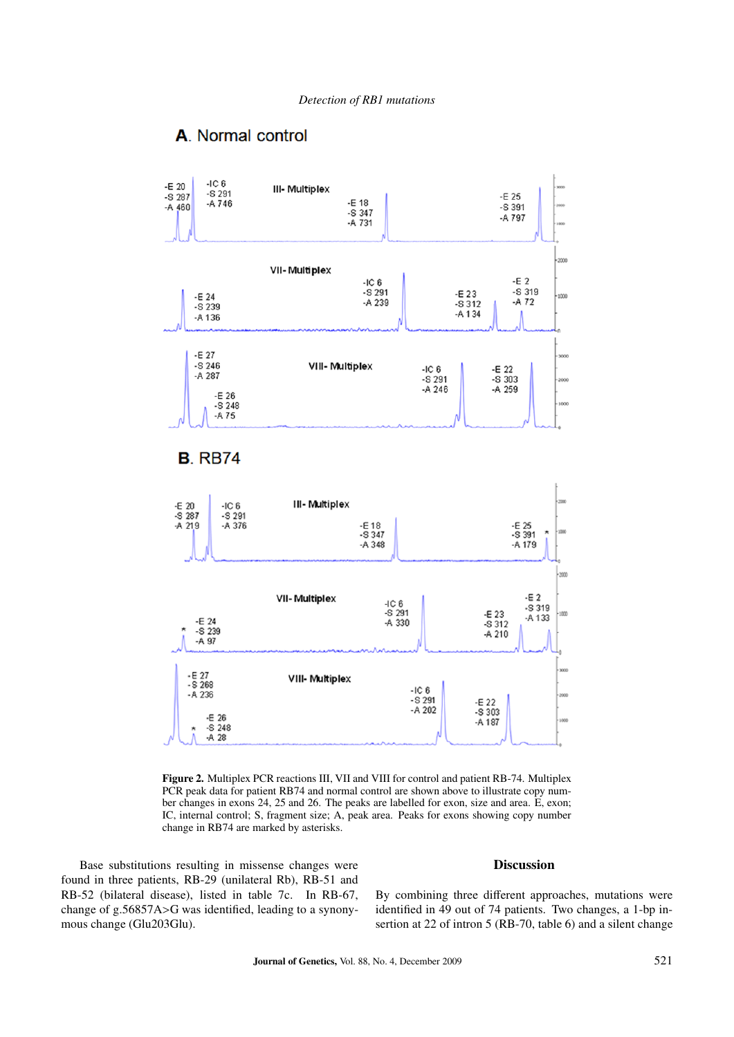Figure 2. Multiplex PCR reactions III, VII and VIII for control and patient RB-74. Multiplex PCR peak data for patient RB74 and normal control are shown above to illustrate copy number changes in exons 24, 25 and 26. The peaks are labelled for exon, size and area. E, exon; IC, internal control; S, fragment size; A, peak area. Peaks for exons showing copy number change in RB74 are marked by asterisks.

Base substitutions resulting in missense changes were found in three patients, RB-29 (unilateral Rb), RB-51 and RB-52 (bilateral disease), listed in table 7c. In RB-67, change of g.56857A>G was identified, leading to a synonymous change (Glu203Glu).

## Discussion

By combining three different approaches, mutations were identified in 49 out of 74 patients. Two changes, a 1-bp insertion at 22 of intron 5 (RB-70, table 6) and a silent change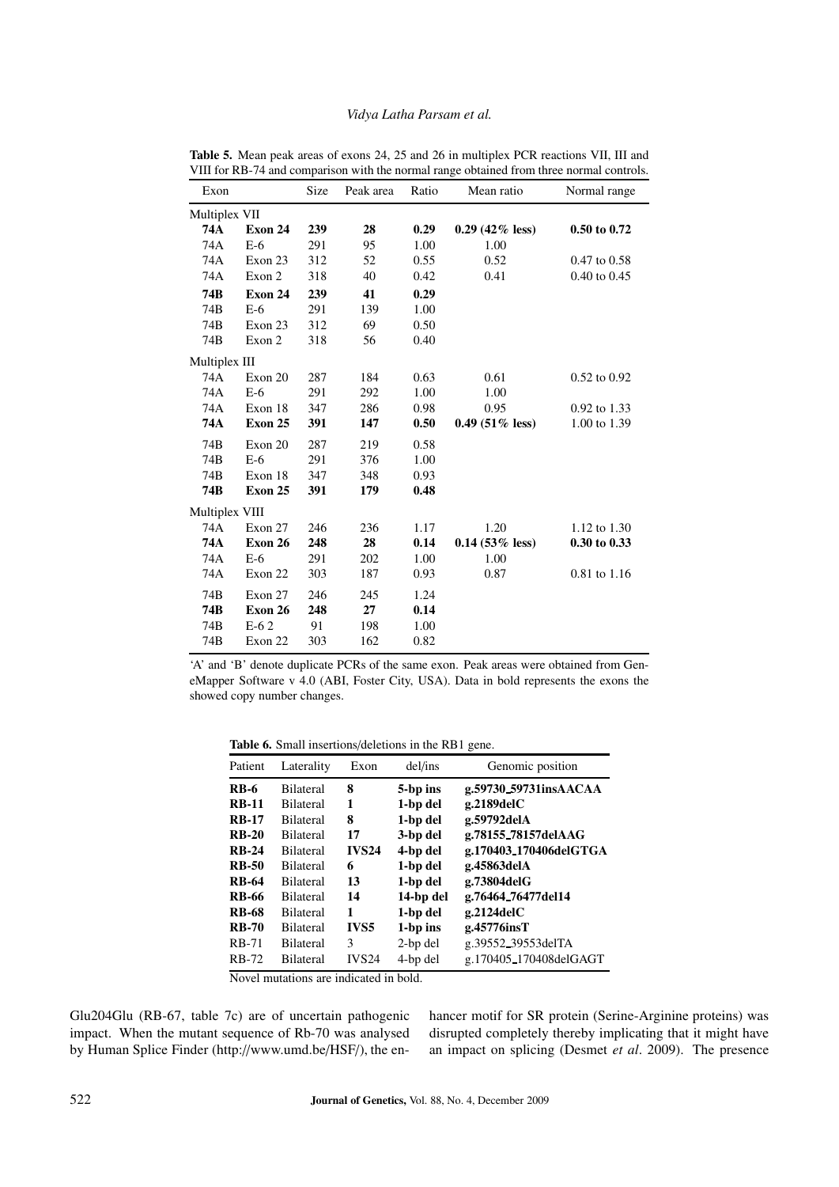**Table 5.** Mean peak areas of exons 24, 25 and 26 in multiplex PCR reactions VII, III and VIII for RB-74 and comparison with the normal range obtained from three normal controls.

| Exon | | Size | Peak area | Ratio | Mean ratio | Normal range |
|---|---|---|---|---|---|---|
| Multiplex VII | | | | | | |
| **74A** | **Exon 24** | **239** | **28** | **0.29** | **0.29 (42% less)** | **0.50 to 0.72** |
| 74A | E-6 | 291 | 95 | 1.00 | 1.00 | |
| 74A | Exon 23 | 312 | 52 | 0.55 | 0.52 | 0.47 to 0.58 |
| 74A | Exon 2 | 318 | 40 | 0.42 | 0.41 | 0.40 to 0.45 |
| **74B** | **Exon 24** | **239** | **41** | **0.29** | | |
| 74B | E-6 | 291 | 139 | 1.00 | | |
| 74B | Exon 23 | 312 | 69 | 0.50 | | |
| 74B | Exon 2 | 318 | 56 | 0.40 | | |
| Multiplex III | | | | | | |
| 74A | Exon 20 | 287 | 184 | 0.63 | 0.61 | 0.52 to 0.92 |
| 74A | E-6 | 291 | 292 | 1.00 | 1.00 | |
| 74A | Exon 18 | 347 | 286 | 0.98 | 0.95 | 0.92 to 1.33 |
| **74A** | **Exon 25** | **391** | **147** | **0.50** | **0.49 (51% less)** | 1.00 to 1.39 |
| 74B | Exon 20 | 287 | 219 | 0.58 | | |
| 74B | E-6 | 291 | 376 | 1.00 | | |
| 74B | Exon 18 | 347 | 348 | 0.93 | | |
| **74B** | **Exon 25** | **391** | **179** | **0.48** | | |
| Multiplex VIII | | | | | | |
| 74A | Exon 27 | 246 | 236 | 1.17 | 1.20 | 1.12 to 1.30 |
| **74A** | **Exon 26** | **248** | **28** | **0.14** | **0.14 (53% less)** | **0.30 to 0.33** |
| 74A | E-6 | 291 | 202 | 1.00 | 1.00 | |
| 74A | Exon 22 | 303 | 187 | 0.93 | 0.87 | 0.81 to 1.16 |
| 74B | Exon 27 | 246 | 245 | 1.24 | | |
| **74B** | **Exon 26** | **248** | **27** | **0.14** | | |
| 74B | E-6 2 | 91 | 198 | 1.00 | | |
| 74B | Exon 22 | 303 | 162 | 0.82 | | |

'A' and 'B' denote duplicate PCRs of the same exon. Peak areas were obtained from GeneMapper Software v 4.0 (ABI, Foster City, USA). Data in bold represents the exons the showed copy number changes.

**Table 6.** Small insertions/deletions in the RB1 gene.

| Patient | Laterality | Exon | del/ins | Genomic position |
|---|---|---|---|---|
| **RB-6** | Bilateral | **8** | **5-bp ins** | **g.59730_59731insAACAA** |
| **RB-11** | Bilateral | **1** | **1-bp del** | **g.2189delC** |
| **RB-17** | Bilateral | **8** | **1-bp del** | **g.59792delA** |
| **RB-20** | Bilateral | **17** | **3-bp del** | **g.78155_78157delAAG** |
| **RB-24** | Bilateral | **IVS24** | **4-bp del** | **g.170403_170406delGTGA** |
| **RB-50** | Bilateral | **6** | **1-bp del** | **g.45863delA** |
| **RB-64** | Bilateral | **13** | **1-bp del** | **g.73804delG** |
| **RB-66** | Bilateral | **14** | **14-bp del** | **g.76464_76477del14** |
| **RB-68** | Bilateral | **1** | **1-bp del** | **g.2124delC** |
| **RB-70** | Bilateral | **IVS5** | **1-bp ins** | **g.45776insT** |
| RB-71 | Bilateral | 3 | 2-bp del | g.39552_39553delTA |
| RB-72 | Bilateral | IVS24 | 4-bp del | g.170405_170408delGAGT |

Novel mutations are indicated in bold.

Glu204Glu (RB-67, table 7c) are of uncertain pathogenic impact. When the mutant sequence of Rb-70 was analysed by Human Splice Finder (http://www.umd.be/HSF/), the enhancer motif for SR protein (Serine-Arginine proteins) was disrupted completely thereby implicating that it might have an impact on splicing (Desmet *et al*. 2009). The presence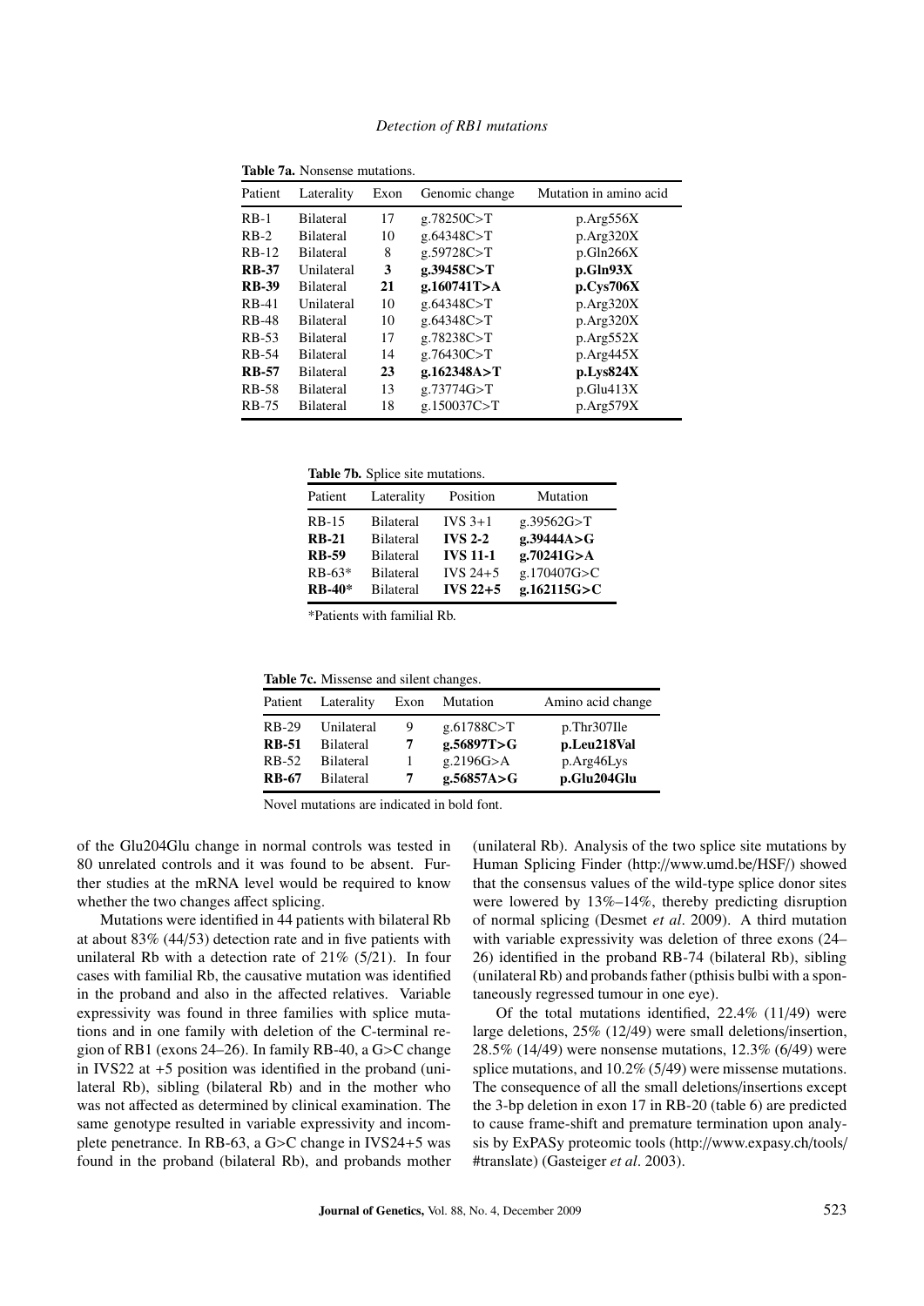**Table 7a.** Nonsense mutations.

| Patient | Laterality | Exon | Genomic change | Mutation in amino acid |
|---|---|---|---|---|
| RB-1 | Bilateral | 17 | g.78250C>T | p.Arg556X |
| RB-2 | Bilateral | 10 | g.64348C>T | p.Arg320X |
| RB-12 | Bilateral | 8 | g.59728C>T | p.Gln266X |
| **RB-37** | Unilateral | **3** | **g.39458C>T** | **p.Gln93X** |
| **RB-39** | Bilateral | **21** | **g.160741T>A** | **p.Cys706X** |
| RB-41 | Unilateral | 10 | g.64348C>T | p.Arg320X |
| RB-48 | Bilateral | 10 | g.64348C>T | p.Arg320X |
| RB-53 | Bilateral | 17 | g.78238C>T | p.Arg552X |
| RB-54 | Bilateral | 14 | g.76430C>T | p.Arg445X |
| **RB-57** | Bilateral | **23** | **g.162348A>T** | **p.Lys824X** |
| RB-58 | Bilateral | 13 | g.73774G>T | p.Glu413X |
| RB-75 | Bilateral | 18 | g.150037C>T | p.Arg579X |

**Table 7b.** Splice site mutations.

| Patient | Laterality | Position | Mutation |
|---|---|---|---|
| RB-15 | Bilateral | IVS 3+1 | g.39562G>T |
| **RB-21** | Bilateral | **IVS 2-2** | **g.39444A>G** |
| **RB-59** | Bilateral | **IVS 11-1** | **g.70241G>A** |
| RB-63* | Bilateral | IVS 24+5 | g.170407G>C |
| **RB-40*** | Bilateral | **IVS 22+5** | **g.162115G>C** |

*Patients with familial Rb.

**Table 7c.** Missense and silent changes.

| Patient | Laterality | Exon | Mutation | Amino acid change |
|---|---|---|---|---|
| RB-29 | Unilateral | 9 | g.61788C>T | p.Thr307Ile |
| **RB-51** | Bilateral | **7** | **g.56897T>G** | **p.Leu218Val** |
| RB-52 | Bilateral | 1 | g.2196G>A | p.Arg46Lys |
| **RB-67** | Bilateral | **7** | **g.56857A>G** | **p.Glu204Glu** |

Novel mutations are indicated in bold font.

of the Glu204Glu change in normal controls was tested in 80 unrelated controls and it was found to be absent. Further studies at the mRNA level would be required to know whether the two changes affect splicing.

Mutations were identified in 44 patients with bilateral Rb at about 83% (44/53) detection rate and in five patients with unilateral Rb with a detection rate of 21% (5/21). In four cases with familial Rb, the causative mutation was identified in the proband and also in the affected relatives. Variable expressivity was found in three families with splice mutations and in one family with deletion of the C-terminal region of RB1 (exons 24–26). In family RB-40, a G>C change in IVS22 at +5 position was identified in the proband (unilateral Rb), sibling (bilateral Rb) and in the mother who was not affected as determined by clinical examination. The same genotype resulted in variable expressivity and incomplete penetrance. In RB-63, a G>C change in IVS24+5 was found in the proband (bilateral Rb), and probands mother (unilateral Rb). Analysis of the two splice site mutations by Human Splicing Finder (http://www.umd.be/HSF/) showed that the consensus values of the wild-type splice donor sites were lowered by 13%–14%, thereby predicting disruption of normal splicing (Desmet *et al*. 2009). A third mutation with variable expressivity was deletion of three exons (24–26) identified in the proband RB-74 (bilateral Rb), sibling (unilateral Rb) and probands father (pthisis bulbi with a spontaneously regressed tumour in one eye).

Of the total mutations identified, 22.4% (11/49) were large deletions, 25% (12/49) were small deletions/insertion, 28.5% (14/49) were nonsense mutations, 12.3% (6/49) were splice mutations, and 10.2% (5/49) were missense mutations. The consequence of all the small deletions/insertions except the 3-bp deletion in exon 17 in RB-20 (table 6) are predicted to cause frame-shift and premature termination upon analysis by ExPASy proteomic tools (http://www.expasy.ch/tools/#translate) (Gasteiger *et al*. 2003).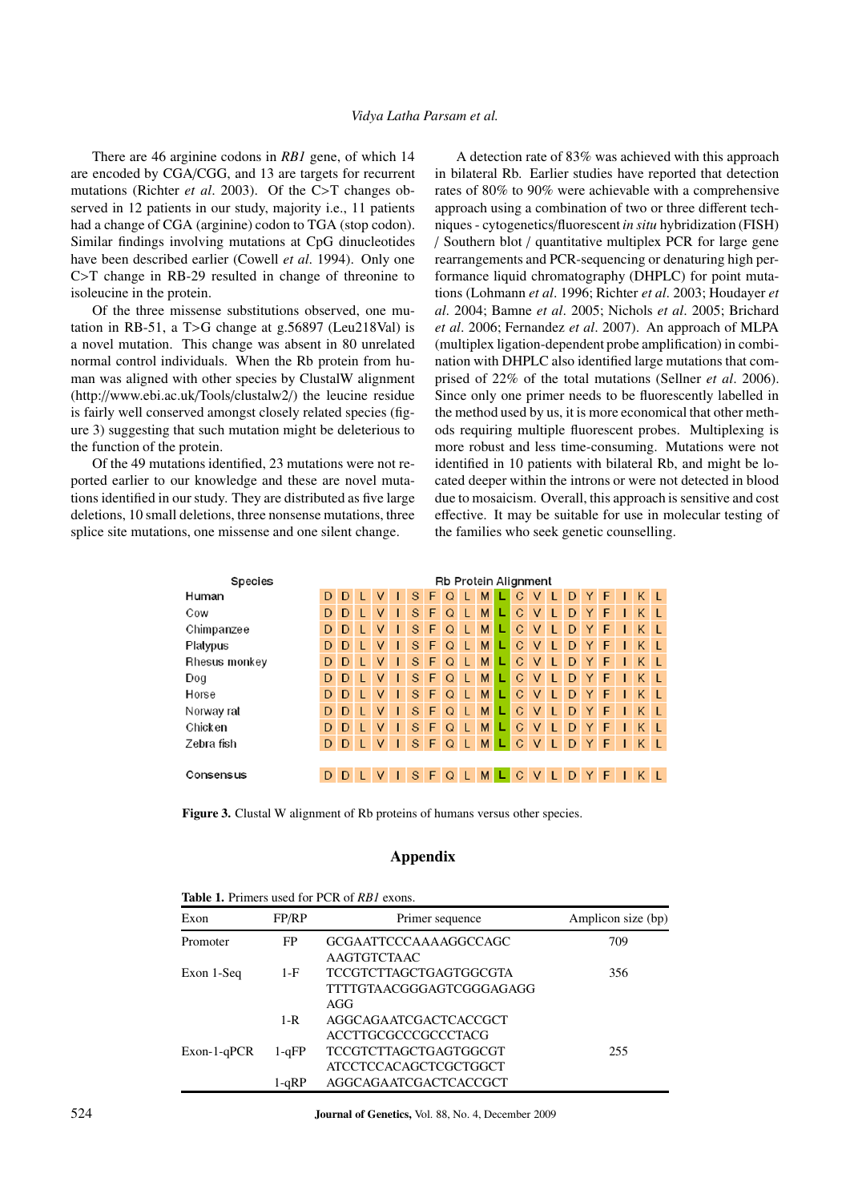There are 46 arginine codons in *RB1* gene, of which 14 are encoded by CGA/CGG, and 13 are targets for recurrent mutations (Richter *et al*. 2003). Of the C>T changes observed in 12 patients in our study, majority i.e., 11 patients had a change of CGA (arginine) codon to TGA (stop codon). Similar findings involving mutations at CpG dinucleotides have been described earlier (Cowell *et al*. 1994). Only one C>T change in RB-29 resulted in change of threonine to isoleucine in the protein.

Of the three missense substitutions observed, one mutation in RB-51, a T>G change at g.56897 (Leu218Val) is a novel mutation. This change was absent in 80 unrelated normal control individuals. When the Rb protein from human was aligned with other species by ClustalW alignment (http://www.ebi.ac.uk/Tools/clustalw2/) the leucine residue is fairly well conserved amongst closely related species (figure 3) suggesting that such mutation might be deleterious to the function of the protein.

Of the 49 mutations identified, 23 mutations were not reported earlier to our knowledge and these are novel mutations identified in our study. They are distributed as five large deletions, 10 small deletions, three nonsense mutations, three splice site mutations, one missense and one silent change.

A detection rate of 83% was achieved with this approach in bilateral Rb. Earlier studies have reported that detection rates of 80% to 90% were achievable with a comprehensive approach using a combination of two or three different techniques - cytogenetics/fluorescent *in situ* hybridization (FISH) / Southern blot / quantitative multiplex PCR for large gene rearrangements and PCR-sequencing or denaturing high performance liquid chromatography (DHPLC) for point mutations (Lohmann *et al*. 1996; Richter *et al*. 2003; Houdayer *et al*. 2004; Bamne *et al*. 2005; Nichols *et al*. 2005; Brichard *et al*. 2006; Fernandez *et al*. 2007). An approach of MLPA (multiplex ligation-dependent probe amplification) in combination with DHPLC also identified large mutations that comprised of 22% of the total mutations (Sellner *et al*. 2006). Since only one primer needs to be fluorescently labelled in the method used by us, it is more economical that other methods requiring multiple fluorescent probes. Multiplexing is more robust and less time-consuming. Mutations were not identified in 10 patients with bilateral Rb, and might be located deeper within the introns or were not detected in blood due to mosaicism. Overall, this approach is sensitive and cost effective. It may be suitable for use in molecular testing of the families who seek genetic counselling.

| Species | Rb Protein Alignment |
|---|---|
| Human | D D L V I S F Q L M **L** C V L D Y F I K L |
| Cow | D D L V I S F Q L M **L** C V L D Y F I K L |
| Chimpanzee | D D L V I S F Q L M **L** C V L D Y F I K L |
| Platypus | D D L V I S F Q L M **L** C V L D Y F I K L |
| Rhesus monkey | D D L V I S F Q L M **L** C V L D Y F I K L |
| Dog | D D L V I S F Q L M **L** C V L D Y F I K L |
| Horse | D D L V I S F Q L M **L** C V L D Y F I K L |
| Norway rat | D D L V I S F Q L M **L** C V L D Y F I K L |
| Chicken | D D L V I S F Q L M **L** C V L D Y F I K L |
| Zebra fish | D D L V I S F Q L M **L** C V L D Y F I K L |
| Consensus | D D L V I S F Q L M **L** C V L D Y F I K L |

**Figure 3.** Clustal W alignment of Rb proteins of humans versus other species.

## Appendix

**Table 1.** Primers used for PCR of *RB1* exons.

| Exon | FP/RP | Primer sequence | Amplicon size (bp) |
|---|---|---|---|
| Promoter | FP | GCGAATTCCCAAAAGGCCAGC | 709 |
| | | AAGTGTCTAAC | |
| Exon 1-Seq | 1-F | TCCGTCTTAGCTGAGTGGCGTA | 356 |
| | | TTTTGTAACGGGAGTCGGGAGAGG AGG | |
| | 1-R | AGGCAGAATCGACTCACCGCT | |
| | | ACCTTGCGCCCGCCCTACG | |
| Exon-1-qPCR | 1-qFP | TCCGTCTTAGCTGAGTGGCGT | 255 |
| | | ATCCTCCACAGCTCGCTGGCT | |
| | 1-qRP | AGGCAGAATCGACTCACCGCT | |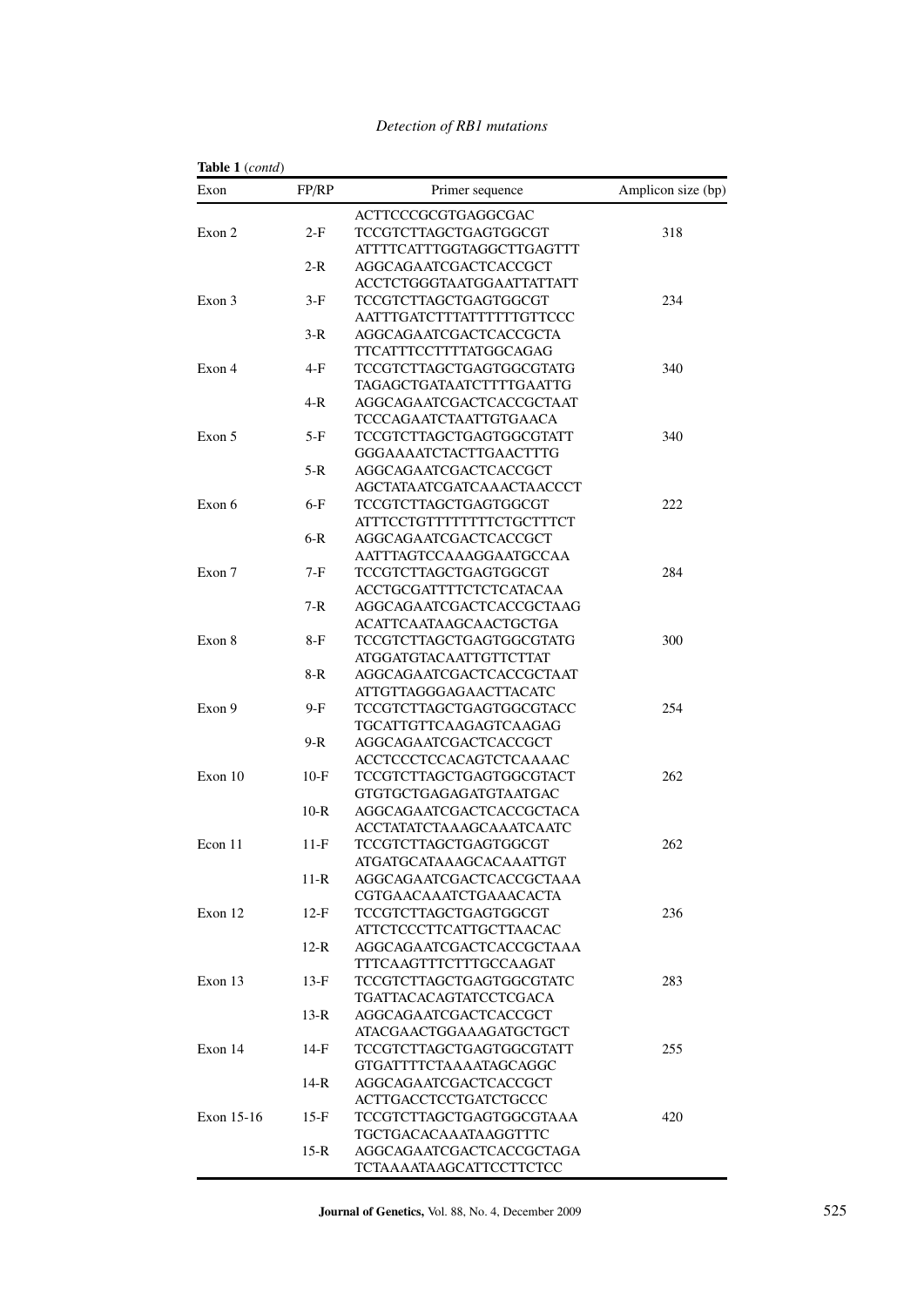**Table 1** (*contd*)

| Exon | FP/RP | Primer sequence | Amplicon size (bp) |
|---|---|---|---|
| | | ACTTCCCGCGTGAGGCGAC | |
| Exon 2 | 2-F | TCCGTCTTAGCTGAGTGGCGT | 318 |
| | | ATTTTCATTTGGTAGGCTTGAGTTT | |
| | 2-R | AGGCAGAATCGACTCACCGCT | |
| | | ACCTCTGGGTAATGGAATTATTATT | |
| Exon 3 | 3-F | TCCGTCTTAGCTGAGTGGCGT | 234 |
| | | AATTTGATCTTTATTTTTTGTTCCC | |
| | 3-R | AGGCAGAATCGACTCACCGCTA | |
| | | TTCATTTCCTTTTATGGCAGAG | |
| Exon 4 | 4-F | TCCGTCTTAGCTGAGTGGCGTATG | 340 |
| | | TAGAGCTGATAATCTTTTGAATTG | |
| | 4-R | AGGCAGAATCGACTCACCGCTAAT | |
| | | TCCCAGAATCTAATTGTGAACA | |
| Exon 5 | 5-F | TCCGTCTTAGCTGAGTGGCGTATT | 340 |
| | | GGGAAAATCTACTTGAACTTTG | |
| | 5-R | AGGCAGAATCGACTCACCGCT | |
| | | AGCTATAATCGATCAAACTAACCCT | |
| Exon 6 | 6-F | TCCGTCTTAGCTGAGTGGCGT | 222 |
| | | ATTTCCTGTTTTTTTTCTGCTTTCT | |
| | 6-R | AGGCAGAATCGACTCACCGCT | |
| | | AATTTAGTCCAAAGGAATGCCAA | |
| Exon 7 | 7-F | TCCGTCTTAGCTGAGTGGCGT | 284 |
| | | ACCTGCGATTTTCTCTCATACAA | |
| | 7-R | AGGCAGAATCGACTCACCGCTAAG | |
| | | ACATTCAATAAGCAACTGCTGA | |
| Exon 8 | 8-F | TCCGTCTTAGCTGAGTGGCGTATG | 300 |
| | | ATGGATGTACAATTGTTCTTAT | |
| | 8-R | AGGCAGAATCGACTCACCGCTAAT | |
| | | ATTGTTAGGGAGAACTTACATC | |
| Exon 9 | 9-F | TCCGTCTTAGCTGAGTGGCGTACC | 254 |
| | | TGCATTGTTCAAGAGTCAAGAG | |
| | 9-R | AGGCAGAATCGACTCACCGCT | |
| | | ACCTCCCTCCACAGTCTCAAAAC | |
| Exon 10 | 10-F | TCCGTCTTAGCTGAGTGGCGTACT | 262 |
| | | GTGTGCTGAGAGATGTAATGAC | |
| | 10-R | AGGCAGAATCGACTCACCGCTACA | |
| | | ACCTATATCTAAAGCAAATCAATC | |
| Econ 11 | 11-F | TCCGTCTTAGCTGAGTGGCGT | 262 |
| | | ATGATGCATAAAGCACAAATTGT | |
| | 11-R | AGGCAGAATCGACTCACCGCTAAA | |
| | | CGTGAACAAATCTGAAACACTA | |
| Exon 12 | 12-F | TCCGTCTTAGCTGAGTGGCGT | 236 |
| | | ATTCTCCCTTCATTGCTTAACAC | |
| | 12-R | AGGCAGAATCGACTCACCGCTAAA | |
| | | TTTCAAGTTTCTTTGCCAAGAT | |
| Exon 13 | 13-F | TCCGTCTTAGCTGAGTGGCGTATC | 283 |
| | | TGATTACACAGTATCCTCGACA | |
| | 13-R | AGGCAGAATCGACTCACCGCT | |
| | | ATACGAACTGGAAAGATGCTGCT | |
| Exon 14 | 14-F | TCCGTCTTAGCTGAGTGGCGTATT | 255 |
| | | GTGATTTTCTAAAATAGCAGGC | |
| | 14-R | AGGCAGAATCGACTCACCGCT | |
| | | ACTTGACCTCCTGATCTGCCC | |
| Exon 15-16 | 15-F | TCCGTCTTAGCTGAGTGGCGTAAA | 420 |
| | | TGCTGACACAAATAAGGTTTC | |
| | 15-R | AGGCAGAATCGACTCACCGCTAGA | |
| | | TCTAAAATAAGCATTCCTTCTCC | |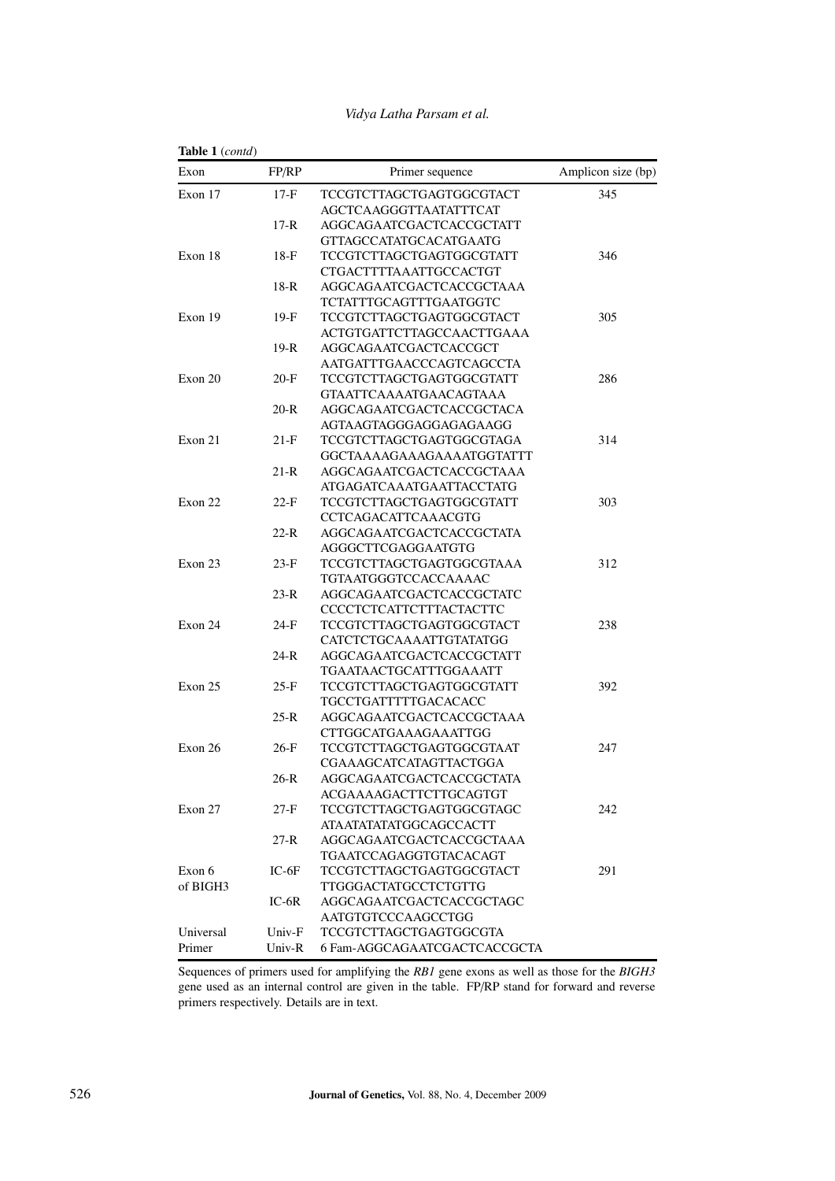**Table 1** (*contd*)

| Exon | FP/RP | Primer sequence | Amplicon size (bp) |
|---|---|---|---|
| Exon 17 | 17-F | TCCGTCTTAGCTGAGTGGCGTACT AGCTCAAGGGTTAATATTTCAT | 345 |
| | 17-R | AGGCAGAATCGACTCACCGCTATT GTTAGCCATATGCACATGAATG | |
| Exon 18 | 18-F | TCCGTCTTAGCTGAGTGGCGTATT CTGACTTTTAAATTGCCACTGT | 346 |
| | 18-R | AGGCAGAATCGACTCACCGCTAAA TCTATTTGCAGTTTGAATGGTC | |
| Exon 19 | 19-F | TCCGTCTTAGCTGAGTGGCGTACT ACTGTGATTCTTAGCCAACTTGAAA | 305 |
| | 19-R | AGGCAGAATCGACTCACCGCT AATGATTTGAACCCAGTCAGCCTA | |
| Exon 20 | 20-F | TCCGTCTTAGCTGAGTGGCGTATT GTAATTCAAAATGAACAGTAAA | 286 |
| | 20-R | AGGCAGAATCGACTCACCGCTACA AGTAAGTAGGGAGGAGAGAAGG | |
| Exon 21 | 21-F | TCCGTCTTAGCTGAGTGGCGTAGA GGCTAAAAGAAAGAAAATGGTATTT | 314 |
| | 21-R | AGGCAGAATCGACTCACCGCTAAA ATGAGATCAAATGAATTACCTATG | |
| Exon 22 | 22-F | TCCGTCTTAGCTGAGTGGCGTATT CCTCAGACATTCAAACGTG | 303 |
| | 22-R | AGGCAGAATCGACTCACCGCTATA AGGGCTTCGAGGAATGTG | |
| Exon 23 | 23-F | TCCGTCTTAGCTGAGTGGCGTAAA TGTAATGGGTCCACCAAAAC | 312 |
| | 23-R | AGGCAGAATCGACTCACCGCTATC CCCCTCTCATTCTTTACTACTTC | |
| Exon 24 | 24-F | TCCGTCTTAGCTGAGTGGCGTACT CATCTCTGCAAAATTGTATATGG | 238 |
| | 24-R | AGGCAGAATCGACTCACCGCTATT TGAATAACTGCATTTGGAAATT | |
| Exon 25 | 25-F | TCCGTCTTAGCTGAGTGGCGTATT TGCCTGATTTTTGACACACC | 392 |
| | 25-R | AGGCAGAATCGACTCACCGCTAAA CTTGGCATGAAAGAAATTGG | |
| Exon 26 | 26-F | TCCGTCTTAGCTGAGTGGCGTAAT CGAAAGCATCATAGTTACTGGA | 247 |
| | 26-R | AGGCAGAATCGACTCACCGCTATA ACGAAAAGACTTCTTGCAGTGT | |
| Exon 27 | 27-F | TCCGTCTTAGCTGAGTGGCGTAGC ATAATATATATGGCAGCCACTT | 242 |
| | 27-R | AGGCAGAATCGACTCACCGCTAAA TGAATCCAGAGGTGTACACAGT | |
| Exon 6 of BIGH3 | IC-6F | TCCGTCTTAGCTGAGTGGCGTACT TTGGGACTATGCCTCTGTTG | 291 |
| | IC-6R | AGGCAGAATCGACTCACCGCTAGC AATGTGTCCCAAGCCTGG | |
| Universal Primer | Univ-F | TCCGTCTTAGCTGAGTGGCGTA | |
| | Univ-R | 6 Fam-AGGCAGAATCGACTCACCGCTA | |

Sequences of primers used for amplifying the *RB1* gene exons as well as those for the *BIGH3* gene used as an internal control are given in the table. FP/RP stand for forward and reverse primers respectively. Details are in text.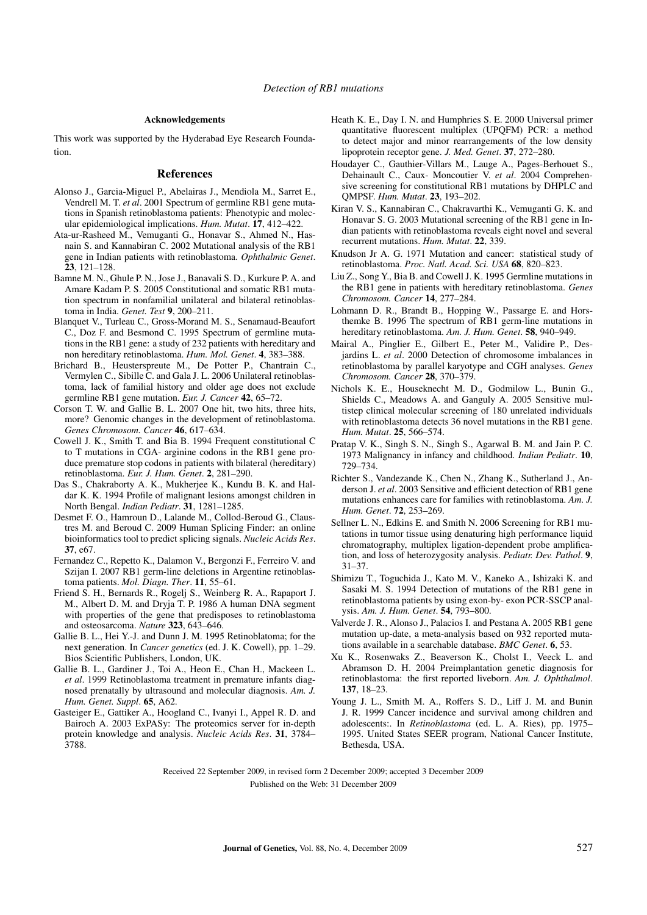#### Acknowledgements

This work was supported by the Hyderabad Eye Research Foundation.

## References

Alonso J., Garcia-Miguel P., Abelairas J., Mendiola M., Sarret E., Vendrell M. T. *et al*. 2001 Spectrum of germline RB1 gene mutations in Spanish retinoblastoma patients: Phenotypic and molecular epidemiological implications. *Hum. Mutat*. **17**, 412–422.

Ata-ur-Rasheed M., Vemuganti G., Honavar S., Ahmed N., Hasnain S. and Kannabiran C. 2002 Mutational analysis of the RB1 gene in Indian patients with retinoblastoma. *Ophthalmic Genet*. **23**, 121–128.

Bamne M. N., Ghule P. N., Jose J., Banavali S. D., Kurkure P. A. and Amare Kadam P. S. 2005 Constitutional and somatic RB1 mutation spectrum in nonfamilial unilateral and bilateral retinoblastoma in India. *Genet. Test* **9**, 200–211.

Blanquet V., Turleau C., Gross-Morand M. S., Senamaud-Beaufort C., Doz F. and Besmond C. 1995 Spectrum of germline mutations in the RB1 gene: a study of 232 patients with hereditary and non hereditary retinoblastoma. *Hum. Mol. Genet*. **4**, 383–388.

Brichard B., Heusterspreute M., De Potter P., Chantrain C., Vermylen C., Sibille C. and Gala J. L. 2006 Unilateral retinoblastoma, lack of familial history and older age does not exclude germline RB1 gene mutation. *Eur. J. Cancer* **42**, 65–72.

Corson T. W. and Gallie B. L. 2007 One hit, two hits, three hits, more? Genomic changes in the development of retinoblastoma. *Genes Chromosom. Cancer* **46**, 617–634.

Cowell J. K., Smith T. and Bia B. 1994 Frequent constitutional C to T mutations in CGA- arginine codons in the RB1 gene produce premature stop codons in patients with bilateral (hereditary) retinoblastoma. *Eur. J. Hum. Genet*. **2**, 281–290.

Das S., Chakraborty A. K., Mukherjee K., Kundu B. K. and Haldar K. K. 1994 Profile of malignant lesions amongst children in North Bengal. *Indian Pediatr*. **31**, 1281–1285.

Desmet F. O., Hamroun D., Lalande M., Collod-Beroud G., Claustres M. and Beroud C. 2009 Human Splicing Finder: an online bioinformatics tool to predict splicing signals. *Nucleic Acids Res*. **37**, e67.

Fernandez C., Repetto K., Dalamon V., Bergonzi F., Ferreiro V. and Szijan I. 2007 RB1 germ-line deletions in Argentine retinoblastoma patients. *Mol. Diagn. Ther*. **11**, 55–61.

Friend S. H., Bernards R., Rogelj S., Weinberg R. A., Rapaport J. M., Albert D. M. and Dryja T. P. 1986 A human DNA segment with properties of the gene that predisposes to retinoblastoma and osteosarcoma. *Nature* **323**, 643–646.

Gallie B. L., Hei Y.-J. and Dunn J. M. 1995 Retinoblatoma; for the next generation. In *Cancer genetics* (ed. J. K. Cowell), pp. 1–29. Bios Scientific Publishers, London, UK.

Gallie B. L., Gardiner J., Toi A., Heon E., Chan H., Mackeen L. *et al*. 1999 Retinoblastoma treatment in premature infants diagnosed prenatally by ultrasound and molecular diagnosis. *Am. J. Hum. Genet. Suppl*. **65**, A62.

Gasteiger E., Gattiker A., Hoogland C., Ivanyi I., Appel R. D. and Bairoch A. 2003 ExPASy: The proteomics server for in-depth protein knowledge and analysis. *Nucleic Acids Res*. **31**, 3784–3788.

Heath K. E., Day I. N. and Humphries S. E. 2000 Universal primer quantitative fluorescent multiplex (UPQFM) PCR: a method to detect major and minor rearrangements of the low density lipoprotein receptor gene. *J. Med. Genet*. **37**, 272–280.

Houdayer C., Gauthier-Villars M., Lauge A., Pages-Berhouet S., Dehainault C., Caux- Moncoutier V. *et al*. 2004 Comprehensive screening for constitutional RB1 mutations by DHPLC and QMPSF. *Hum. Mutat*. **23**, 193–202.

Kiran V. S., Kannabiran C., Chakravarthi K., Vemuganti G. K. and Honavar S. G. 2003 Mutational screening of the RB1 gene in Indian patients with retinoblastoma reveals eight novel and several recurrent mutations. *Hum. Mutat*. **22**, 339.

Knudson Jr A. G. 1971 Mutation and cancer: statistical study of retinoblastoma. *Proc. Natl. Acad. Sci. USA* **68**, 820–823.

Liu Z., Song Y., Bia B. and Cowell J. K. 1995 Germline mutations in the RB1 gene in patients with hereditary retinoblastoma. *Genes Chromosom. Cancer* **14**, 277–284.

Lohmann D. R., Brandt B., Hopping W., Passarge E. and Horsthemke B. 1996 The spectrum of RB1 germ-line mutations in hereditary retinoblastoma. *Am. J. Hum. Genet*. **58**, 940–949.

Mairal A., Pinglier E., Gilbert E., Peter M., Validire P., Desjardins L. *et al*. 2000 Detection of chromosome imbalances in retinoblastoma by parallel karyotype and CGH analyses. *Genes Chromosom. Cancer* **28**, 370–379.

Nichols K. E., Houseknecht M. D., Godmilow L., Bunin G., Shields C., Meadows A. and Ganguly A. 2005 Sensitive multistep clinical molecular screening of 180 unrelated individuals with retinoblastoma detects 36 novel mutations in the RB1 gene. *Hum. Mutat*. **25**, 566–574.

Pratap V. K., Singh S. N., Singh S., Agarwal B. M. and Jain P. C. 1973 Malignancy in infancy and childhood. *Indian Pediatr*. **10**, 729–734.

Richter S., Vandezande K., Chen N., Zhang K., Sutherland J., Anderson J. *et al*. 2003 Sensitive and efficient detection of RB1 gene mutations enhances care for families with retinoblastoma. *Am. J. Hum. Genet*. **72**, 253–269.

Sellner L. N., Edkins E. and Smith N. 2006 Screening for RB1 mutations in tumor tissue using denaturing high performance liquid chromatography, multiplex ligation-dependent probe amplification, and loss of heterozygosity analysis. *Pediatr. Dev. Pathol*. **9**, 31–37.

Shimizu T., Toguchida J., Kato M. V., Kaneko A., Ishizaki K. and Sasaki M. S. 1994 Detection of mutations of the RB1 gene in retinoblastoma patients by using exon-by- exon PCR-SSCP analysis. *Am. J. Hum. Genet*. **54**, 793–800.

Valverde J. R., Alonso J., Palacios I. and Pestana A. 2005 RB1 gene mutation up-date, a meta-analysis based on 932 reported mutations available in a searchable database. *BMC Genet*. **6**, 53.

Xu K., Rosenwaks Z., Beaverson K., Cholst I., Veeck L. and Abramson D. H. 2004 Preimplantation genetic diagnosis for retinoblastoma: the first reported liveborn. *Am. J. Ophthalmol*. **137**, 18–23.

Young J. L., Smith M. A., Roffers S. D., Liff J. M. and Bunin J. R. 1999 Cancer incidence and survival among children and adolescents:. In *Retinoblastoma* (ed. L. A. Ries), pp. 1975–1995. United States SEER program, National Cancer Institute, Bethesda, USA.

Received 22 September 2009, in revised form 2 December 2009; accepted 3 December 2009
Published on the Web: 31 December 2009